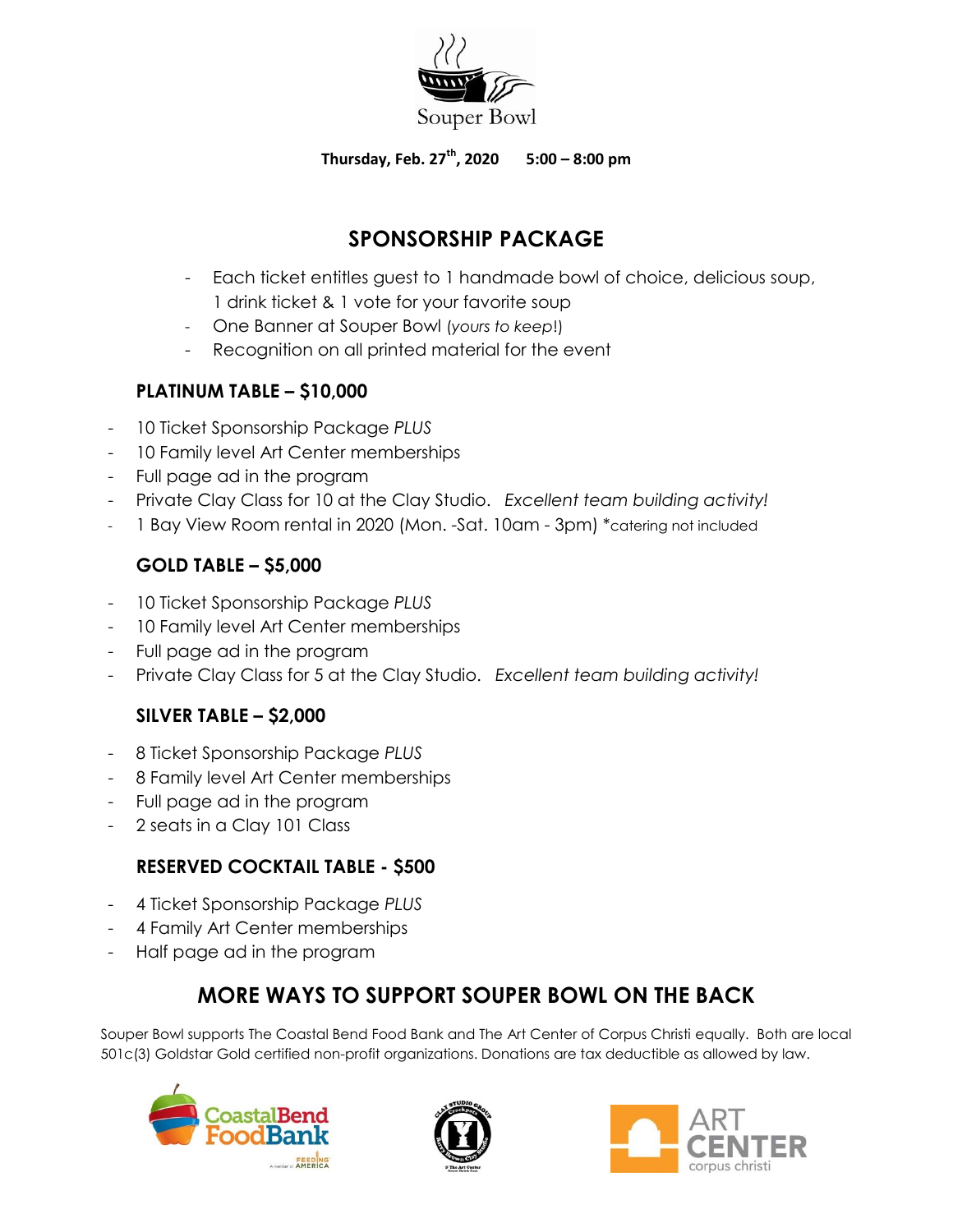Souper Bowl

**Thursday, Feb. 27th, 2020 5:00 – 8:00 pm**

## SPONSORSHIP PACKAGE

- Each ticket entitles guest to 1 handmade bowl of choice, delicious soup, 1 drink ticket & 1 vote for your favorite soup
- One Banner at Souper Bowl (*yours to keep*!)
- Recognition on all printed material for the event

### PLATINUM TABLE – $10,000

- 10 Ticket Sponsorship Package *PLUS*
- 10 Family level Art Center memberships
- Full page ad in the program
- Private Clay Class for 10 at the Clay Studio. *Excellent team building activity!*
- 1 Bay View Room rental in 2020 (Mon. -Sat. 10am - 3pm) *catering not included

### GOLD TABLE – $5,000

- 10 Ticket Sponsorship Package *PLUS*
- 10 Family level Art Center memberships
- Full page ad in the program
- Private Clay Class for 5 at the Clay Studio. *Excellent team building activity!*

### SILVER TABLE – $2,000

- 8 Ticket Sponsorship Package *PLUS*
- 8 Family level Art Center memberships
- Full page ad in the program
- 2 seats in a Clay 101 Class

### RESERVED COCKTAIL TABLE - $500

- 4 Ticket Sponsorship Package *PLUS*
- 4 Family Art Center memberships
- Half page ad in the program

## MORE WAYS TO SUPPORT SOUPER BOWL ON THE BACK

Souper Bowl supports The Coastal Bend Food Bank and The Art Center of Corpus Christi equally. Both are local 501c(3) Goldstar Gold certified non-profit organizations. Donations are tax deductible as allowed by law.

Coastal Bend Food Bank — A member of Feeding America

Clay Studio Group

Art Center corpus christi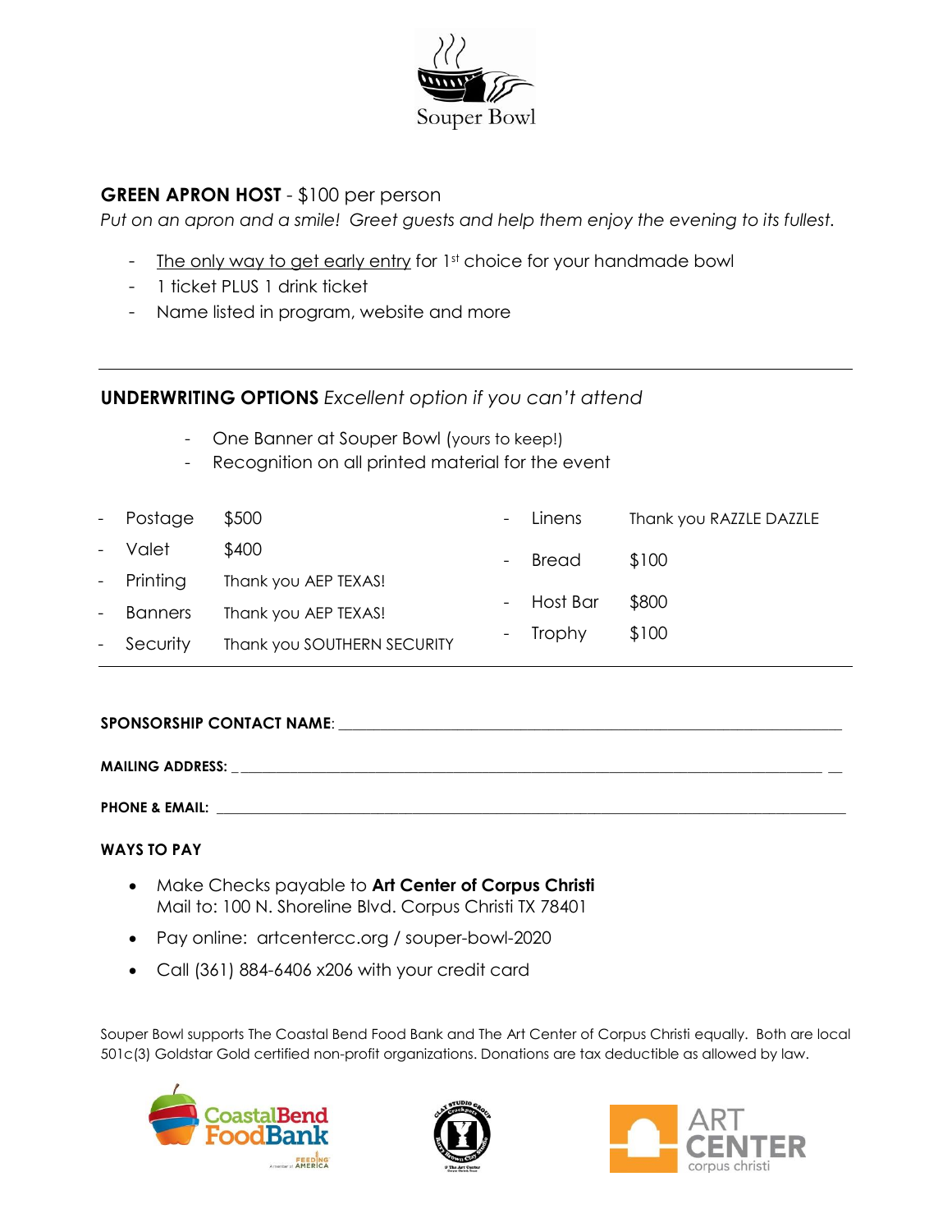Souper Bowl

**GREEN APRON HOST** - $100 per person

*Put on an apron and a smile! Greet guests and help them enjoy the evening to its fullest.*

- The only way to get early entry for 1st choice for your handmade bowl
- 1 ticket PLUS 1 drink ticket
- Name listed in program, website and more

---

**UNDERWRITING OPTIONS** *Excellent option if you can't attend*

- One Banner at Souper Bowl (yours to keep!)
- Recognition on all printed material for the event

| | | | |
|---|---|---|---|
| - Postage | $500 | - Linens | Thank you RAZZLE DAZZLE |
| - Valet | $400 | - Bread | $100 |
| - Printing | Thank you AEP TEXAS! | - Host Bar | $800 |
| - Banners | Thank you AEP TEXAS! | - Trophy | $100 |
| - Security | Thank you SOUTHERN SECURITY | | |

---

**SPONSORSHIP CONTACT NAME**: ___________________________________________

**MAILING ADDRESS:** ___________________________________________

**PHONE & EMAIL:** ___________________________________________

**WAYS TO PAY**

- Make Checks payable to **Art Center of Corpus Christi**
  Mail to: 100 N. Shoreline Blvd. Corpus Christi TX 78401
- Pay online: artcentercc.org / souper-bowl-2020
- Call (361) 884-6406 x206 with your credit card

Souper Bowl supports The Coastal Bend Food Bank and The Art Center of Corpus Christi equally. Both are local 501c(3) Goldstar Gold certified non-profit organizations. Donations are tax deductible as allowed by law.

CoastalBend FoodBank — A member of Feeding America

Clay Studio Group

ART CENTER corpus christi